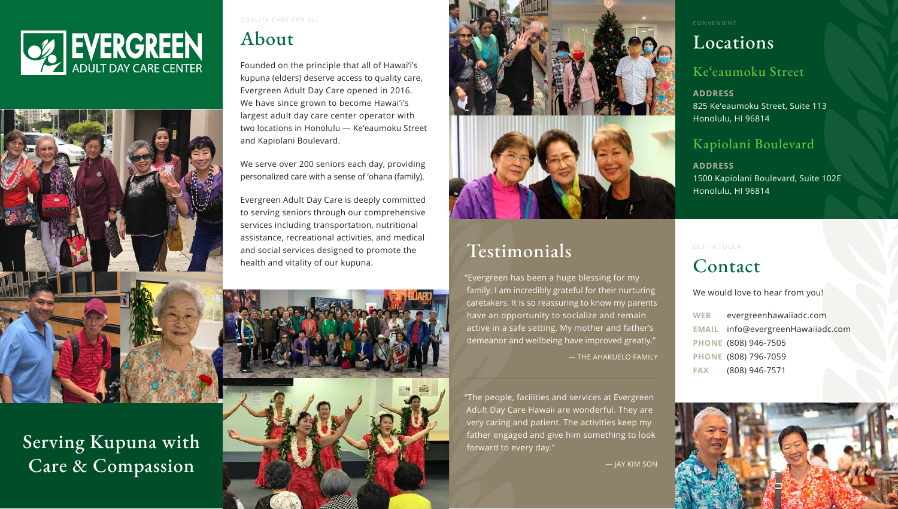# EVERGREEN ADULT DAY CARE CENTER

## Serving Kupuna with Care & Compassion

QUALITY CARE FOR ALL

## About

Founded on the principle that all of Hawai'i's kupuna (elders) deserve access to quality care, Evergreen Adult Day Care opened in 2016. We have since grown to become Hawai'i's largest adult day care center operator with two locations in Honolulu — Ke'eaumoku Street and Kapiolani Boulevard.

We serve over 200 seniors each day, providing personalized care with a sense of 'ohana (family).

Evergreen Adult Day Care is deeply committed to serving seniors through our comprehensive services including transportation, nutritional assistance, recreational activities, and medical and social services designed to promote the health and vitality of our kupuna.

## Testimonials

"Evergreen has been a huge blessing for my family. I am incredibly grateful for their nurturing caretakers. It is so reassuring to know my parents have an opportunity to socialize and remain active in a safe setting. My mother and father's demeanor and wellbeing have improved greatly."

— THE AHAKUELO FAMILY

"The people, facilities and services at Evergreen Adult Day Care Hawaii are wonderful. They are very caring and patient. The activities keep my father engaged and give him something to look forward to every day."

— JAY KIM SON

CONVENIENT

## Locations

### Ke'eaumoku Street

**ADDRESS**
825 Ke'eaumoku Street, Suite 113
Honolulu, HI 96814

### Kapiolani Boulevard

**ADDRESS**
1500 Kapiolani Boulevard, Suite 102E
Honolulu, HI 96814

GET IN TOUCH

## Contact

We would love to hear from you!

**WEB** evergreenhawaiiadc.com
**EMAIL** info@evergreenHawaiiadc.com
**PHONE** (808) 946-7505
**PHONE** (808) 796-7059
**FAX** (808) 946-7571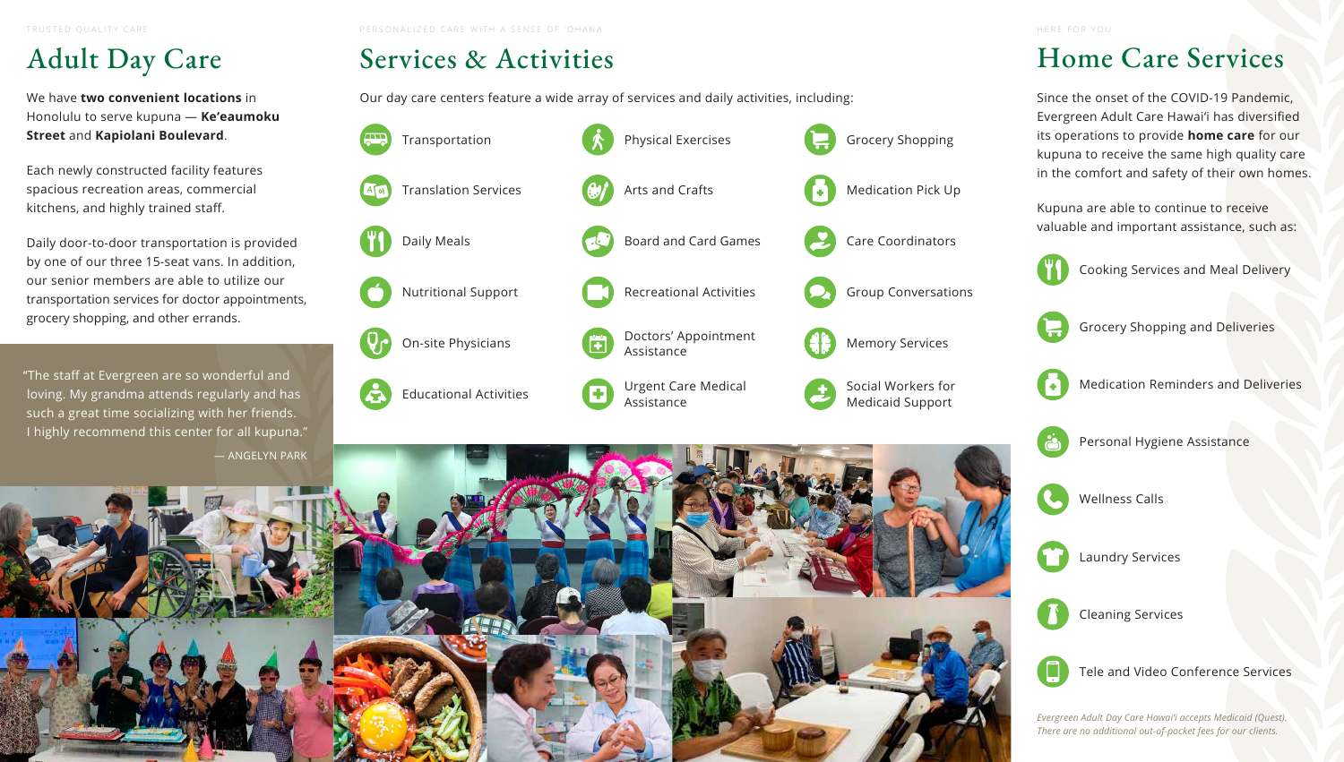TRUSTED QUALITY CARE

# Adult Day Care

We have **two convenient locations** in Honolulu to serve kupuna — **Ke'eaumoku Street** and **Kapiolani Boulevard**.

Each newly constructed facility features spacious recreation areas, commercial kitchens, and highly trained staff.

Daily door-to-door transportation is provided by one of our three 15-seat vans. In addition, our senior members are able to utilize our transportation services for doctor appointments, grocery shopping, and other errands.

"The staff at Evergreen are so wonderful and loving. My grandma attends regularly and has such a great time socializing with her friends. I highly recommend this center for all kupuna."

— ANGELYN PARK

PERSONALIZED CARE WITH A SENSE OF 'OHANA

# Services & Activities

Our day care centers feature a wide array of services and daily activities, including:

- Transportation
- Translation Services
- Daily Meals
- Nutritional Support
- On-site Physicians
- Educational Activities
- Physical Exercises
- Arts and Crafts
- Board and Card Games
- Recreational Activities
- Doctors' Appointment Assistance
- Urgent Care Medical Assistance
- Grocery Shopping
- Medication Pick Up
- Care Coordinators
- Group Conversations
- Memory Services
- Social Workers for Medicaid Support

HERE FOR YOU

# Home Care Services

Since the onset of the COVID-19 Pandemic, Evergreen Adult Care Hawai'i has diversified its operations to provide **home care** for our kupuna to receive the same high quality care in the comfort and safety of their own homes.

Kupuna are able to continue to receive valuable and important assistance, such as:

- Cooking Services and Meal Delivery
- Grocery Shopping and Deliveries
- Medication Reminders and Deliveries
- Personal Hygiene Assistance
- Wellness Calls
- Laundry Services
- Cleaning Services
- Tele and Video Conference Services

*Evergreen Adult Day Care Hawai'i accepts Medicaid (Quest). There are no additional out-of-pocket fees for our clients.*